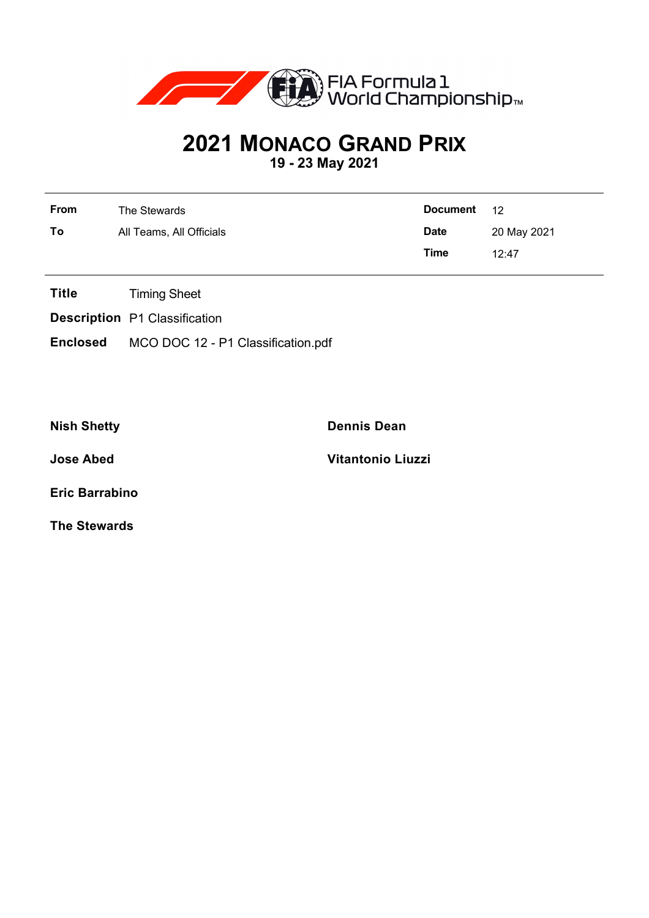FIA Formula 1 World Championship™

# 2021 MONACO GRAND PRIX

**19 - 23 May 2021**

| | | | |
|---|---|---|---|
| **From** | The Stewards | **Document** | 12 |
| **To** | All Teams, All Officials | **Date** | 20 May 2021 |
| | | **Time** | 12:47 |

**Title** Timing Sheet

**Description** P1 Classification

**Enclosed** MCO DOC 12 - P1 Classification.pdf

**Nish Shetty**

**Dennis Dean**

**Jose Abed**

**Vitantonio Liuzzi**

**Eric Barrabino**

**The Stewards**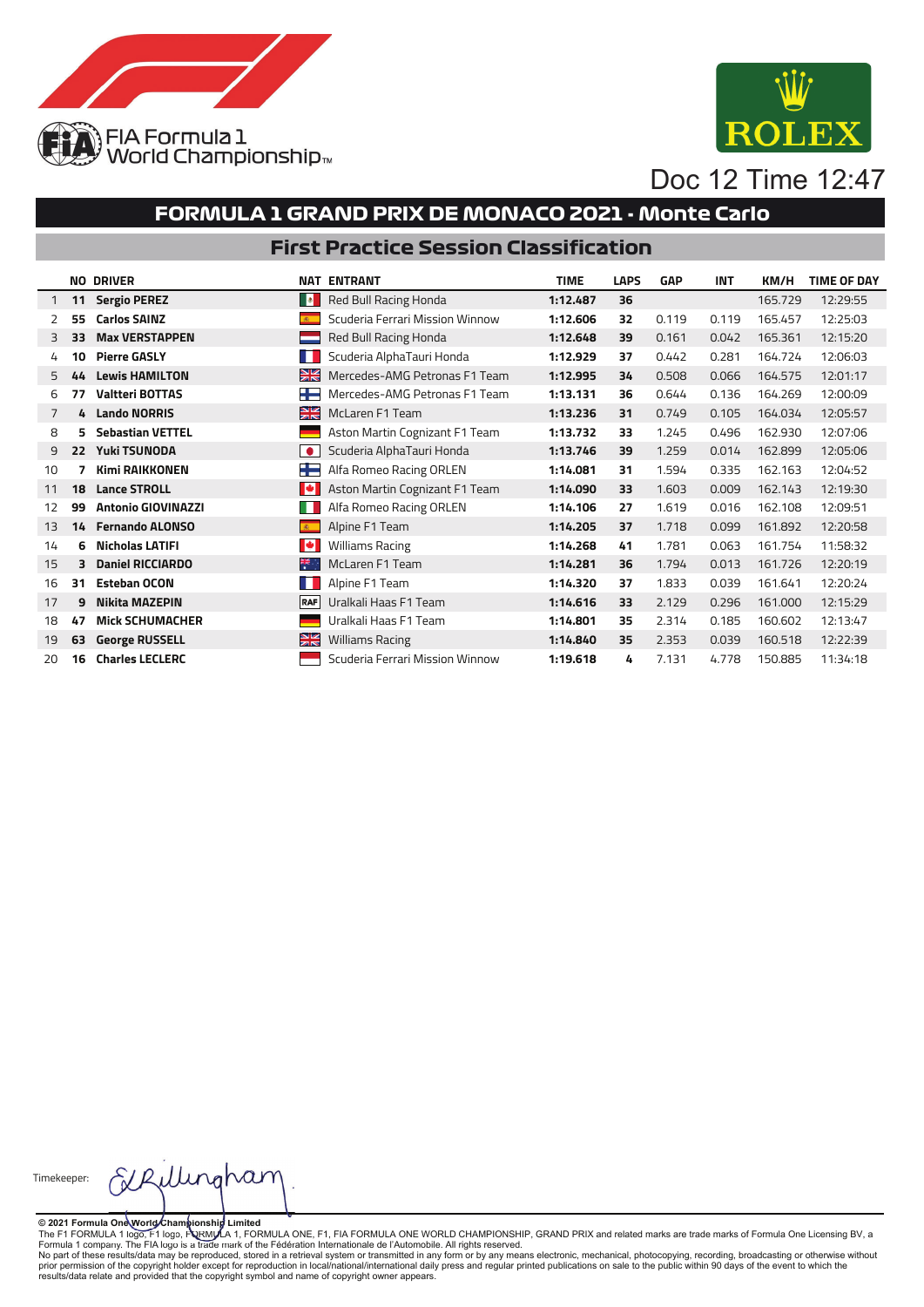Doc 12 Time 12:47

## FORMULA 1 GRAND PRIX DE MONACO 2021 - Monte Carlo

### First Practice Session Classification

| | NO | DRIVER | NAT | ENTRANT | TIME | LAPS | GAP | INT | KM/H | TIME OF DAY |
|---|---|---|---|---|---|---|---|---|---|---|
| 1 | 11 | **Sergio PEREZ** | | Red Bull Racing Honda | **1:12.487** | **36** | | | 165.729 | 12:29:55 |
| 2 | 55 | **Carlos SAINZ** | | Scuderia Ferrari Mission Winnow | **1:12.606** | **32** | 0.119 | 0.119 | 165.457 | 12:25:03 |
| 3 | 33 | **Max VERSTAPPEN** | | Red Bull Racing Honda | **1:12.648** | **39** | 0.161 | 0.042 | 165.361 | 12:15:20 |
| 4 | 10 | **Pierre GASLY** | | Scuderia AlphaTauri Honda | **1:12.929** | **37** | 0.442 | 0.281 | 164.724 | 12:06:03 |
| 5 | 44 | **Lewis HAMILTON** | | Mercedes-AMG Petronas F1 Team | **1:12.995** | **34** | 0.508 | 0.066 | 164.575 | 12:01:17 |
| 6 | 77 | **Valtteri BOTTAS** | | Mercedes-AMG Petronas F1 Team | **1:13.131** | **36** | 0.644 | 0.136 | 164.269 | 12:00:09 |
| 7 | 4 | **Lando NORRIS** | | McLaren F1 Team | **1:13.236** | **31** | 0.749 | 0.105 | 164.034 | 12:05:57 |
| 8 | 5 | **Sebastian VETTEL** | | Aston Martin Cognizant F1 Team | **1:13.732** | **33** | 1.245 | 0.496 | 162.930 | 12:07:06 |
| 9 | 22 | **Yuki TSUNODA** | | Scuderia AlphaTauri Honda | **1:13.746** | **39** | 1.259 | 0.014 | 162.899 | 12:05:06 |
| 10 | 7 | **Kimi RAIKKONEN** | | Alfa Romeo Racing ORLEN | **1:14.081** | **31** | 1.594 | 0.335 | 162.163 | 12:04:52 |
| 11 | 18 | **Lance STROLL** | | Aston Martin Cognizant F1 Team | **1:14.090** | **33** | 1.603 | 0.009 | 162.143 | 12:19:30 |
| 12 | 99 | **Antonio GIOVINAZZI** | | Alfa Romeo Racing ORLEN | **1:14.106** | **27** | 1.619 | 0.016 | 162.108 | 12:09:51 |
| 13 | 14 | **Fernando ALONSO** | | Alpine F1 Team | **1:14.205** | **37** | 1.718 | 0.099 | 161.892 | 12:20:58 |
| 14 | 6 | **Nicholas LATIFI** | | Williams Racing | **1:14.268** | **41** | 1.781 | 0.063 | 161.754 | 11:58:32 |
| 15 | 3 | **Daniel RICCIARDO** | | McLaren F1 Team | **1:14.281** | **36** | 1.794 | 0.013 | 161.726 | 12:20:19 |
| 16 | 31 | **Esteban OCON** | | Alpine F1 Team | **1:14.320** | **37** | 1.833 | 0.039 | 161.641 | 12:20:24 |
| 17 | 9 | **Nikita MAZEPIN** | RAF | Uralkali Haas F1 Team | **1:14.616** | **33** | 2.129 | 0.296 | 161.000 | 12:15:29 |
| 18 | 47 | **Mick SCHUMACHER** | | Uralkali Haas F1 Team | **1:14.801** | **35** | 2.314 | 0.185 | 160.602 | 12:13:47 |
| 19 | 63 | **George RUSSELL** | | Williams Racing | **1:14.840** | **35** | 2.353 | 0.039 | 160.518 | 12:22:39 |
| 20 | 16 | **Charles LECLERC** | | Scuderia Ferrari Mission Winnow | **1:19.618** | **4** | 7.131 | 4.778 | 150.885 | 11:34:18 |

Timekeeper:

**© 2021 Formula One World Championship Limited**
The F1 FORMULA 1 logo, F1 logo, FORMULA 1, FORMULA ONE, F1, FIA FORMULA ONE WORLD CHAMPIONSHIP, GRAND PRIX and related marks are trade marks of Formula One Licensing BV, a Formula 1 company. The FIA logo is a trade mark of the Fédération Internationale de l'Automobile. All rights reserved.
No part of these results/data may be reproduced, stored in a retrieval system or transmitted in any form or by any means electronic, mechanical, photocopying, recording, broadcasting or otherwise without prior permission of the copyright holder except for reproduction in local/national/international daily press and regular printed publications on sale to the public within 90 days of the event to which the results/data relate and provided that the copyright symbol and name of copyright owner appears.